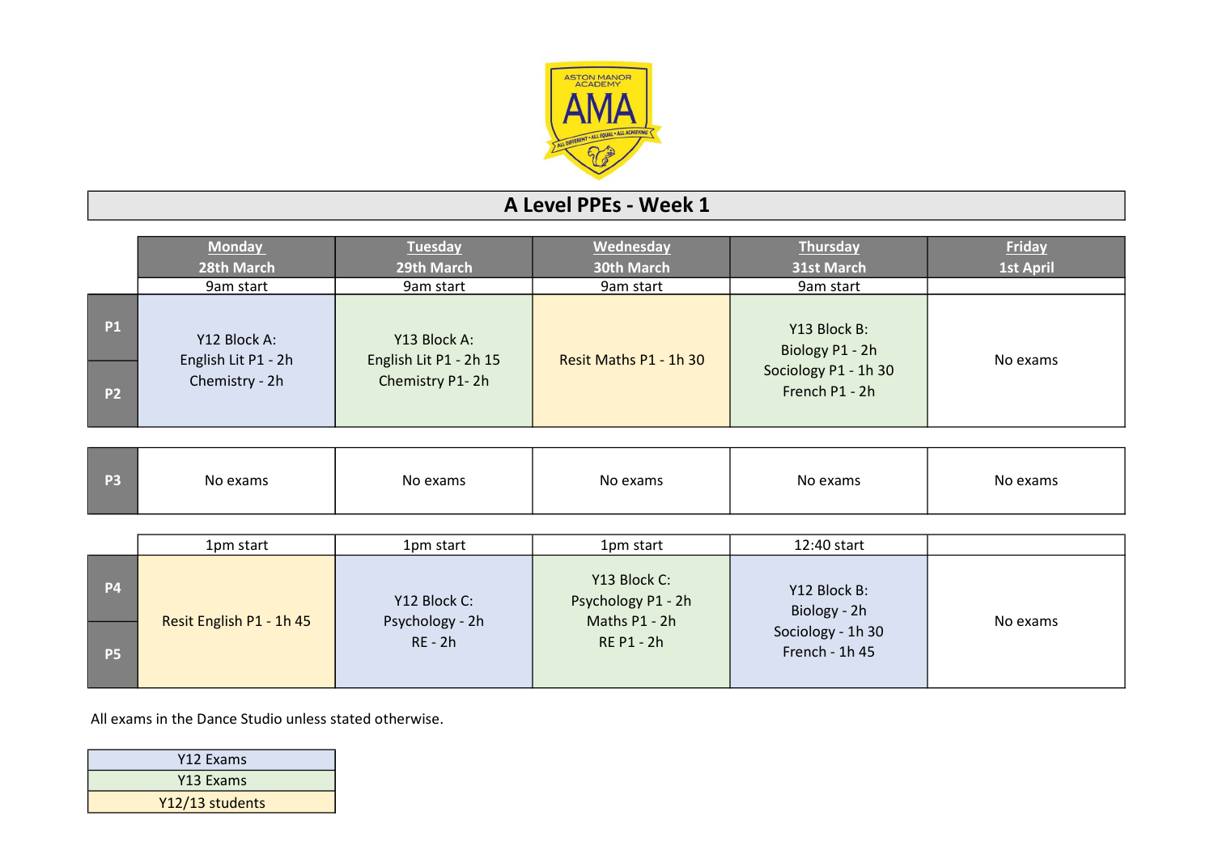# A Level PPEs - Week 1

| | Monday 28th March | Tuesday 29th March | Wednesday 30th March | Thursday 31st March | Friday 1st April |
|---|---|---|---|---|---|
| | 9am start | 9am start | 9am start | 9am start | |
| P1 / P2 | Y12 Block A: English Lit P1 - 2h Chemistry - 2h | Y13 Block A: English Lit P1 - 2h 15 Chemistry P1- 2h | Resit Maths P1 - 1h 30 | Y13 Block B: Biology P1 - 2h Sociology P1 - 1h 30 French P1 - 2h | No exams |
| P3 | No exams | No exams | No exams | No exams | No exams |
| | 1pm start | 1pm start | 1pm start | 12:40 start | |
| P4 / P5 | Resit English P1 - 1h 45 | Y12 Block C: Psychology - 2h RE - 2h | Y13 Block C: Psychology P1 - 2h Maths P1 - 2h RE P1 - 2h | Y12 Block B: Biology - 2h Sociology - 1h 30 French - 1h 45 | No exams |

All exams in the Dance Studio unless stated otherwise.

| Key |
|---|
| Y12 Exams |
| Y13 Exams |
| Y12/13 students |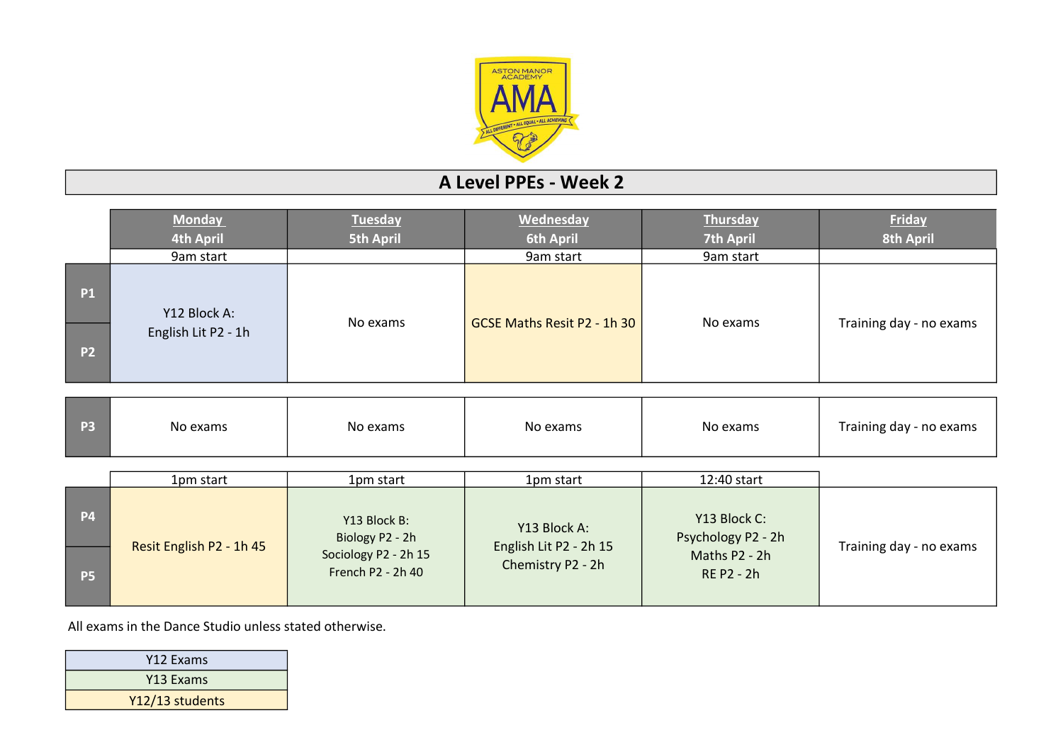ASTON MANOR ACADEMY
AMA
ALL DIFFERENT • ALL EQUAL • ALL ACHIEVING

# A Level PPEs - Week 2

| | Monday 4th April | Tuesday 5th April | Wednesday 6th April | Thursday 7th April | Friday 8th April |
|---|---|---|---|---|---|
| | 9am start | | 9am start | 9am start | |
| P1 / P2 | Y12 Block A: English Lit P2 - 1h | No exams | GCSE Maths Resit P2 - 1h 30 | No exams | Training day - no exams |
| P3 | No exams | No exams | No exams | No exams | Training day - no exams |
| | 1pm start | 1pm start | 1pm start | 12:40 start | |
| P4 / P5 | Resit English P2 - 1h 45 | Y13 Block B: Biology P2 - 2h Sociology P2 - 2h 15 French P2 - 2h 40 | Y13 Block A: English Lit P2 - 2h 15 Chemistry P2 - 2h | Y13 Block C: Psychology P2 - 2h Maths P2 - 2h RE P2 - 2h | Training day - no exams |

All exams in the Dance Studio unless stated otherwise.

| Key |
|---|
| Y12 Exams |
| Y13 Exams |
| Y12/13 students |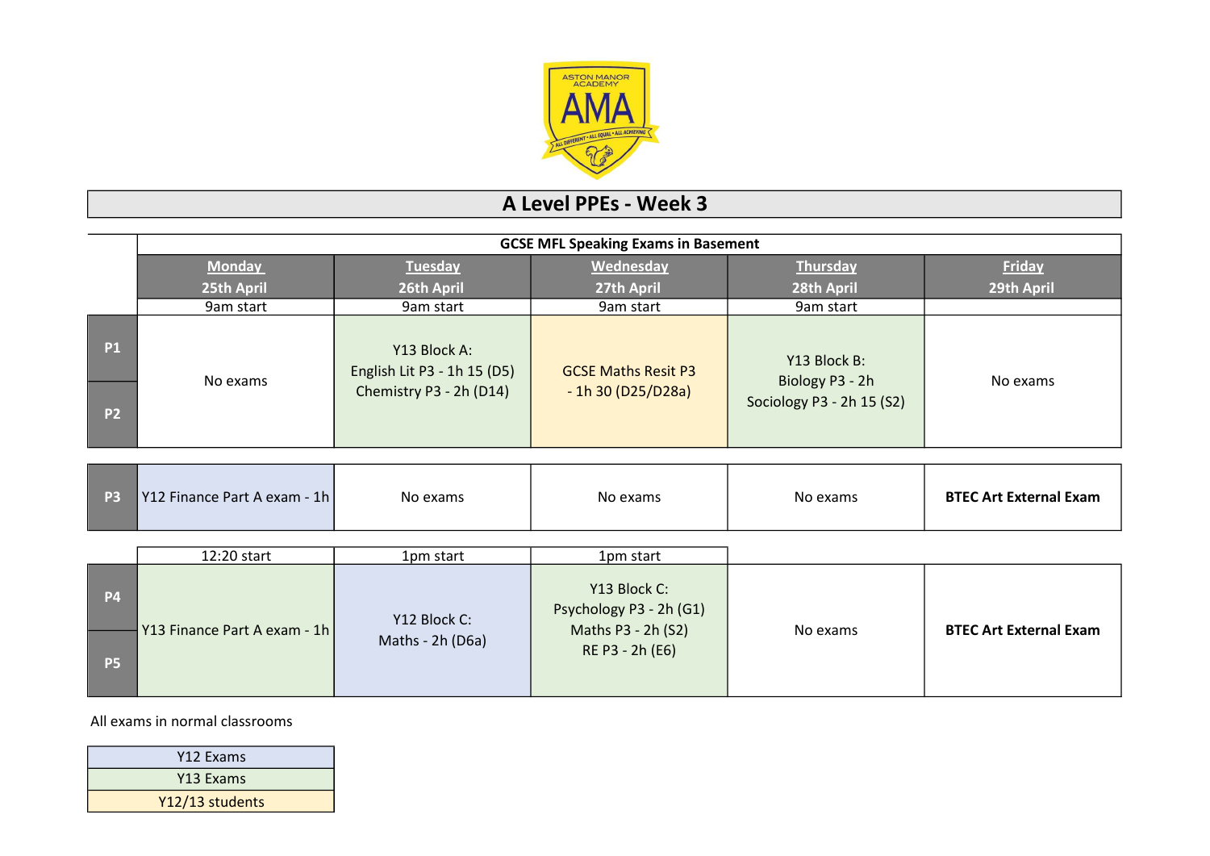# A Level PPEs - Week 3

| | GCSE MFL Speaking Exams in Basement | | | | |
|---|---|---|---|---|---|
| | **Monday 25th April** | **Tuesday 26th April** | **Wednesday 27th April** | **Thursday 28th April** | **Friday 29th April** |
| | 9am start | 9am start | 9am start | 9am start | |
| **P1 / P2** | No exams | Y13 Block A: English Lit P3 - 1h 15 (D5) Chemistry P3 - 2h (D14) | GCSE Maths Resit P3 - 1h 30 (D25/D28a) | Y13 Block B: Biology P3 - 2h Sociology P3 - 2h 15 (S2) | No exams |
| **P3** | Y12 Finance Part A exam - 1h | No exams | No exams | No exams | **BTEC Art External Exam** |
| | 12:20 start | 1pm start | 1pm start | | |
| **P4 / P5** | Y13 Finance Part A exam - 1h | Y12 Block C: Maths - 2h (D6a) | Y13 Block C: Psychology P3 - 2h (G1) Maths P3 - 2h (S2) RE P3 - 2h (E6) | No exams | **BTEC Art External Exam** |

All exams in normal classrooms

| |
|---|
| Y12 Exams |
| Y13 Exams |
| Y12/13 students |